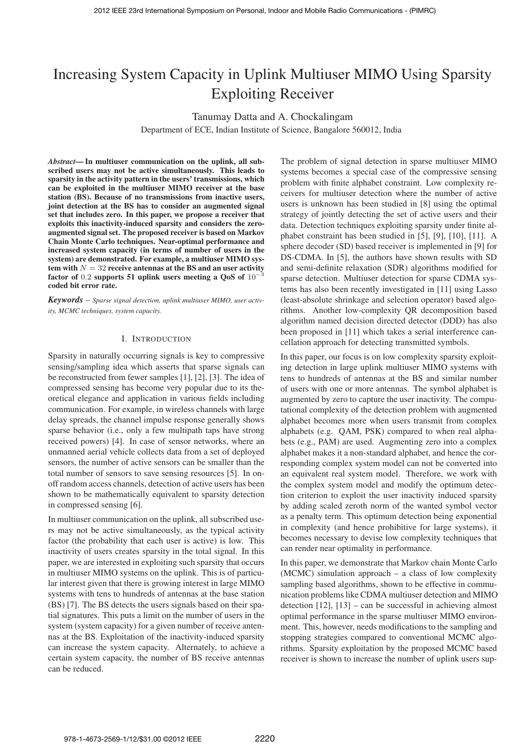# Increasing System Capacity in Uplink Multiuser MIMO Using Sparsity Exploiting Receiver

Tanumay Datta and A. Chockalingam

Department of ECE, Indian Institute of Science, Bangalore 560012, India

***Abstract*— In multiuser communication on the uplink, all subscribed users may not be active simultaneously. This leads to sparsity in the activity pattern in the users' transmissions, which can be exploited in the multiuser MIMO receiver at the base station (BS). Because of no transmissions from inactive users, joint detection at the BS has to consider an augmented signal set that includes zero. In this paper, we propose a receiver that exploits this inactivity-induced sparsity and considers the zero-augmented signal set. The proposed receiver is based on Markov Chain Monte Carlo techniques. Near-optimal performance and increased system capacity (in terms of number of users in the system) are demonstrated. For example, a multiuser MIMO system with $N = 32$ receive antennas at the BS and an user activity factor of $0.2$ supports 51 uplink users meeting a QoS of $10^{-3}$ coded bit error rate.**

***Keywords*** *– Sparse signal detection, uplink multiuser MIMO, user activity, MCMC techniques, system capacity.*

## I. Introduction

Sparsity in naturally occurring signals is key to compressive sensing/sampling idea which asserts that sparse signals can be reconstructed from fewer samples [1], [2], [3]. The idea of compressed sensing has become very popular due to its theoretical elegance and application in various fields including communication. For example, in wireless channels with large delay spreads, the channel impulse response generally shows sparse behavior (i.e., only a few multipath taps have strong received powers) [4]. In case of sensor networks, where an unmanned aerial vehicle collects data from a set of deployed sensors, the number of active sensors can be smaller than the total number of sensors to save sensing resources [5]. In on-off random access channels, detection of active users has been shown to be mathematically equivalent to sparsity detection in compressed sensing [6].

In multiuser communication on the uplink, all subscribed users may not be active simultaneously, as the typical activity factor (the probability that each user is active) is low. This inactivity of users creates sparsity in the total signal. In this paper, we are interested in exploiting such sparsity that occurs in multiuser MIMO systems on the uplink. This is of particular interest given that there is growing interest in large MIMO systems with tens to hundreds of antennas at the base station (BS) [7]. The BS detects the users signals based on their spatial signatures. This puts a limit on the number of users in the system (system capacity) for a given number of receive antennas at the BS. Exploitation of the inactivity-induced sparsity can increase the system capacity. Alternately, to achieve a certain system capacity, the number of BS receive antennas can be reduced.

The problem of signal detection in sparse multiuser MIMO systems becomes a special case of the compressive sensing problem with finite alphabet constraint. Low complexity receivers for multiuser detection where the number of active users is unknown has been studied in [8] using the optimal strategy of jointly detecting the set of active users and their data. Detection techniques exploiting sparsity under finite alphabet constraint has been studied in [5], [9], [10], [11]. A sphere decoder (SD) based receiver is implemented in [9] for DS-CDMA. In [5], the authors have shown results with SD and semi-definite relaxation (SDR) algorithms modified for sparse detection. Multiuser detection for sparse CDMA systems has also been recently investigated in [11] using Lasso (least-absolute shrinkage and selection operator) based algorithms. Another low-complexity QR decomposition based algorithm named decision directed detector (DDD) has also been proposed in [11] which takes a serial interference cancellation approach for detecting transmitted symbols.

In this paper, our focus is on low complexity sparsity exploiting detection in large uplink multiuser MIMO systems with tens to hundreds of antennas at the BS and similar number of users with one or more antennas. The symbol alphabet is augmented by zero to capture the user inactivity. The computational complexity of the detection problem with augmented alphabet becomes more when users transmit from complex alphabets (e.g. QAM, PSK) compared to when real alphabets (e.g., PAM) are used. Augmenting zero into a complex alphabet makes it a non-standard alphabet, and hence the corresponding complex system model can not be converted into an equivalent real system model. Therefore, we work with the complex system model and modify the optimum detection criterion to exploit the user inactivity induced sparsity by adding scaled zeroth norm of the wanted symbol vector as a penalty term. This optimum detection being exponential in complexity (and hence prohibitive for large systems), it becomes necessary to devise low complexity techniques that can render near optimality in performance.

In this paper, we demonstrate that Markov chain Monte Carlo (MCMC) simulation approach – a class of low complexity sampling based algorithms, shown to be effective in communication problems like CDMA multiuser detection and MIMO detection [12], [13] – can be successful in achieving almost optimal performance in the sparse multiuser MIMO environment. This, however, needs modifications to the sampling and stopping strategies compared to conventional MCMC algorithms. Sparsity exploitation by the proposed MCMC based receiver is shown to increase the number of uplink users sup-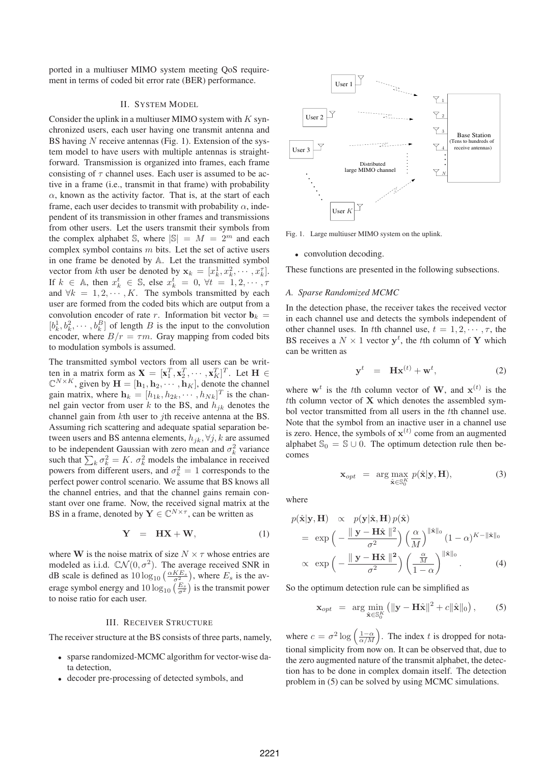ported in a multiuser MIMO system meeting QoS requirement in terms of coded bit error rate (BER) performance.

## II. System Model

Consider the uplink in a multiuser MIMO system with $K$ synchronized users, each user having one transmit antenna and BS having $N$ receive antennas (Fig. 1). Extension of the system model to have users with multiple antennas is straightforward. Transmission is organized into frames, each frame consisting of $\tau$ channel uses. Each user is assumed to be active in a frame (i.e., transmit in that frame) with probability $\alpha$, known as the activity factor. That is, at the start of each frame, each user decides to transmit with probability $\alpha$, independent of its transmission in other frames and transmissions from other users. Let the users transmit their symbols from the complex alphabet $\mathbb{S}$, where $|\mathbb{S}| = M = 2^m$ and each complex symbol contains $m$ bits. Let the set of active users in one frame be denoted by $\mathbb{A}$. Let the transmitted symbol vector from $k$th user be denoted by $\mathbf{x}_k = [x_k^1, x_k^2, \cdots, x_k^\tau]$. If $k \in \mathbb{A}$, then $x_k^t \in \mathbb{S}$, else $x_k^t = 0$, $\forall t = 1, 2, \cdots, \tau$ and $\forall k = 1, 2, \cdots, K$. The symbols transmitted by each user are formed from the coded bits which are output from a convolution encoder of rate $r$. Information bit vector $\mathbf{b}_k = [b_k^1, b_k^2, \cdots, b_k^B]$ of length $B$ is the input to the convolution encoder, where $B/r = \tau m$. Gray mapping from coded bits to modulation symbols is assumed.

The transmitted symbol vectors from all users can be written in a matrix form as $\mathbf{X} = [\mathbf{x}_1^T, \mathbf{x}_2^T, \cdots, \mathbf{x}_K^T]^T$. Let $\mathbf{H} \in \mathbb{C}^{N \times K}$, given by $\mathbf{H} = [\mathbf{h}_1, \mathbf{h}_2, \cdots, \mathbf{h}_K]$, denote the channel gain matrix, where $\mathbf{h}_k = [h_{1k}, h_{2k}, \cdots, h_{Nk}]^T$ is the channel gain vector from user $k$ to the BS, and $h_{jk}$ denotes the channel gain from $k$th user to $j$th receive antenna at the BS. Assuming rich scattering and adequate spatial separation between users and BS antenna elements, $h_{jk}, \forall j, k$ are assumed to be independent Gaussian with zero mean and $\sigma_k^2$ variance such that $\sum_k \sigma_k^2 = K$. $\sigma_k^2$ models the imbalance in received powers from different users, and $\sigma_k^2 = 1$ corresponds to the perfect power control scenario. We assume that BS knows all the channel entries, and that the channel gains remain constant over one frame. Now, the received signal matrix at the BS in a frame, denoted by $\mathbf{Y} \in \mathbb{C}^{N \times \tau}$, can be written as

$$\mathbf{Y} = \mathbf{H}\mathbf{X} + \mathbf{W}, \tag{1}$$

where $\mathbf{W}$ is the noise matrix of size $N \times \tau$ whose entries are modeled as i.i.d. $\mathbb{C}\mathcal{N}(0, \sigma^2)$. The average received SNR in dB scale is defined as $10\log_{10}\left(\frac{\alpha K E_s}{\sigma^2}\right)$, where $E_s$ is the average symbol energy and $10\log_{10}\left(\frac{E_s}{\sigma^2}\right)$ is the transmit power to noise ratio for each user.

## III. Receiver Structure

The receiver structure at the BS consists of three parts, namely,

- sparse randomized-MCMC algorithm for vector-wise data detection,
- decoder pre-processing of detected symbols, and
- convolution decoding.

Fig. 1. Large multiuser MIMO system on the uplink.

These functions are presented in the following subsections.

### A. Sparse Randomized MCMC

In the detection phase, the receiver takes the received vector in each channel use and detects the symbols independent of other channel uses. In $t$th channel use, $t = 1, 2, \cdots, \tau$, the BS receives a $N \times 1$ vector $\mathbf{y}^t$, the $t$th column of $\mathbf{Y}$ which can be written as

$$\mathbf{y}^t = \mathbf{H}\mathbf{x}^{(t)} + \mathbf{w}^t, \tag{2}$$

where $\mathbf{w}^t$ is the $t$th column vector of $\mathbf{W}$, and $\mathbf{x}^{(t)}$ is the $t$th column vector of $\mathbf{X}$ which denotes the assembled symbol vector transmitted from all users in the $t$th channel use. Note that the symbol from an inactive user in a channel use is zero. Hence, the symbols of $\mathbf{x}^{(t)}$ come from an augmented alphabet $\mathbb{S}_0 = \mathbb{S} \cup 0$. The optimum detection rule then becomes

$$\mathbf{x}_{opt} = \arg\max_{\hat{\mathbf{x}} \in \mathbb{S}_0^K} p(\hat{\mathbf{x}}|\mathbf{y}, \mathbf{H}), \tag{3}$$

where

$$\begin{aligned} p(\hat{\mathbf{x}}|\mathbf{y}, \mathbf{H}) &\propto p(\mathbf{y}|\hat{\mathbf{x}}, \mathbf{H})\, p(\hat{\mathbf{x}}) \\ &= \exp\Big(-\frac{\| \mathbf{y} - \mathbf{H}\hat{\mathbf{x}} \|^2}{\sigma^2}\Big)\Big(\frac{\alpha}{M}\Big)^{\|\hat{\mathbf{x}}\|_0}(1-\alpha)^{K - \|\hat{\mathbf{x}}\|_0} \\ &\propto \exp\Big(-\frac{\| \mathbf{y} - \mathbf{H}\hat{\mathbf{x}} \|^2}{\sigma^2}\Big)\Big(\frac{\frac{\alpha}{M}}{1-\alpha}\Big)^{\|\hat{\mathbf{x}}\|_0}. \end{aligned} \tag{4}$$

So the optimum detection rule can be simplified as

$$\mathbf{x}_{opt} = \arg\min_{\hat{\mathbf{x}} \in \mathbb{S}_0^K} \left(\|\mathbf{y} - \mathbf{H}\hat{\mathbf{x}}\|^2 + c\|\hat{\mathbf{x}}\|_0\right), \tag{5}$$

where $c = \sigma^2 \log\left(\frac{1-\alpha}{\alpha/M}\right)$. The index $t$ is dropped for notational simplicity from now on. It can be observed that, due to the zero augmented nature of the transmit alphabet, the detection has to be done in complex domain itself. The detection problem in (5) can be solved by using MCMC simulations.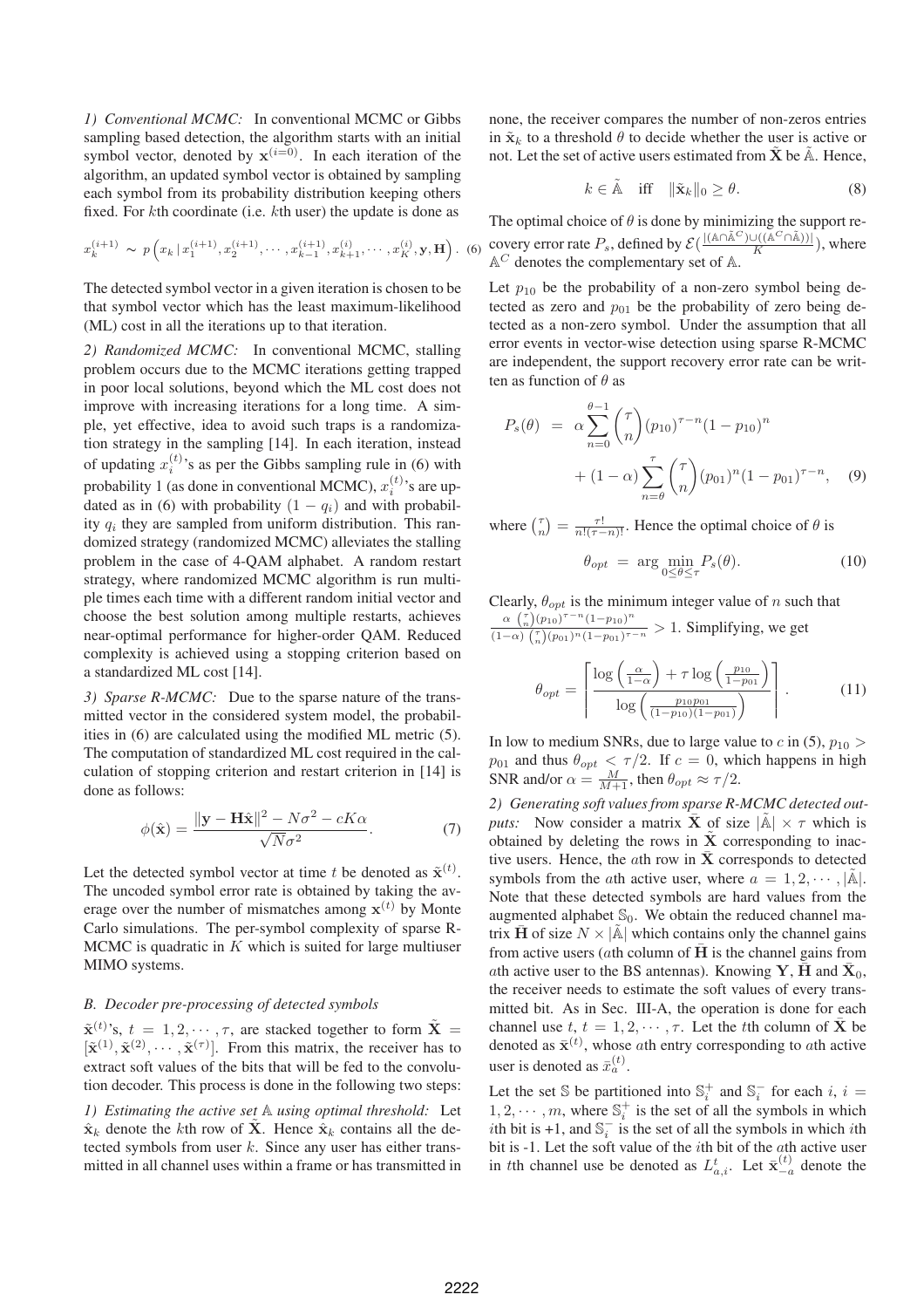*1) Conventional MCMC:* In conventional MCMC or Gibbs sampling based detection, the algorithm starts with an initial symbol vector, denoted by $\mathbf{x}^{(i=0)}$. In each iteration of the algorithm, an updated symbol vector is obtained by sampling each symbol from its probability distribution keeping others fixed. For $k$th coordinate (i.e. $k$th user) the update is done as

$$x_k^{(i+1)} \sim p\left(x_k \,|\, x_1^{(i+1)}, x_2^{(i+1)}, \cdots, x_{k-1}^{(i+1)}, x_{k+1}^{(i)}, \cdots, x_K^{(i)}, \mathbf{y}, \mathbf{H}\right). \quad (6)$$

The detected symbol vector in a given iteration is chosen to be that symbol vector which has the least maximum-likelihood (ML) cost in all the iterations up to that iteration.

*2) Randomized MCMC:* In conventional MCMC, stalling problem occurs due to the MCMC iterations getting trapped in poor local solutions, beyond which the ML cost does not improve with increasing iterations for a long time. A simple, yet effective, idea to avoid such traps is a randomization strategy in the sampling [14]. In each iteration, instead of updating $x_i^{(t)}$'s as per the Gibbs sampling rule in (6) with probability 1 (as done in conventional MCMC), $x_i^{(t)}$'s are updated as in (6) with probability $(1-q_i)$ and with probability $q_i$ they are sampled from uniform distribution. This randomized strategy (randomized MCMC) alleviates the stalling problem in the case of 4-QAM alphabet. A random restart strategy, where randomized MCMC algorithm is run multiple times each time with a different random initial vector and choose the best solution among multiple restarts, achieves near-optimal performance for higher-order QAM. Reduced complexity is achieved using a stopping criterion based on a standardized ML cost [14].

*3) Sparse R-MCMC:* Due to the sparse nature of the transmitted vector in the considered system model, the probabilities in (6) are calculated using the modified ML metric (5). The computation of standardized ML cost required in the calculation of stopping criterion and restart criterion in [14] is done as follows:

$$\phi(\hat{\mathbf{x}}) = \frac{\|\mathbf{y} - \mathbf{H}\hat{\mathbf{x}}\|^2 - N\sigma^2 - cK\alpha}{\sqrt{N}\sigma^2}. \quad (7)$$

Let the detected symbol vector at time $t$ be denoted as $\tilde{\mathbf{x}}^{(t)}$. The uncoded symbol error rate is obtained by taking the average over the number of mismatches among $\mathbf{x}^{(t)}$ by Monte Carlo simulations. The per-symbol complexity of sparse R-MCMC is quadratic in $K$ which is suited for large multiuser MIMO systems.

### *B. Decoder pre-processing of detected symbols*

$\tilde{\mathbf{x}}^{(t)}$'s, $t = 1, 2, \cdots, \tau$, are stacked together to form $\tilde{\mathbf{X}} = [\tilde{\mathbf{x}}^{(1)}, \tilde{\mathbf{x}}^{(2)}, \cdots, \tilde{\mathbf{x}}^{(\tau)}]$. From this matrix, the receiver has to extract soft values of the bits that will be fed to the convolution decoder. This process is done in the following two steps:

*1) Estimating the active set $\mathbb{A}$ using optimal threshold:* Let $\tilde{\mathbf{x}}_k$ denote the $k$th row of $\tilde{\mathbf{X}}$. Hence $\tilde{\mathbf{x}}_k$ contains all the detected symbols from user $k$. Since any user has either transmitted in all channel uses within a frame or has transmitted in none, the receiver compares the number of non-zeros entries in $\tilde{\mathbf{x}}_k$ to a threshold $\theta$ to decide whether the user is active or not. Let the set of active users estimated from $\tilde{\mathbf{X}}$ be $\tilde{\mathbb{A}}$. Hence,

$$k \in \tilde{\mathbb{A}} \quad \text{iff} \quad \|\tilde{\mathbf{x}}_k\|_0 \geq \theta. \quad (8)$$

The optimal choice of $\theta$ is done by minimizing the support recovery error rate $P_s$, defined by $\mathcal{E}(\frac{|(\mathbb{A}\cap\tilde{\mathbb{A}}^C)\cup((\mathbb{A}^C\cap\tilde{\mathbb{A}}))|}{K})$, where $\mathbb{A}^C$ denotes the complementary set of $\mathbb{A}$.

Let $p_{10}$ be the probability of a non-zero symbol being detected as zero and $p_{01}$ be the probability of zero being detected as a non-zero symbol. Under the assumption that all error events in vector-wise detection using sparse R-MCMC are independent, the support recovery error rate can be written as function of $\theta$ as

$$\begin{aligned} P_s(\theta) &= \alpha \sum_{n=0}^{\theta-1} \binom{\tau}{n} (p_{10})^{\tau-n}(1-p_{10})^n \\ &\quad + (1-\alpha) \sum_{n=\theta}^{\tau} \binom{\tau}{n} (p_{01})^n (1-p_{01})^{\tau-n}, \end{aligned} \quad (9)$$

where $\binom{\tau}{n} = \frac{\tau!}{n!(\tau-n)!}$. Hence the optimal choice of $\theta$ is

$$\theta_{opt} = \arg\min_{0\leq\theta\leq\tau} P_s(\theta). \quad (10)$$

Clearly, $\theta_{opt}$ is the minimum integer value of $n$ such that $\frac{\alpha \binom{\tau}{n}(p_{10})^{\tau-n}(1-p_{10})^n}{(1-\alpha)\binom{\tau}{n}(p_{01})^n(1-p_{01})^{\tau-n}} > 1$. Simplifying, we get

$$\theta_{opt} = \left\lceil \frac{\log\left(\frac{\alpha}{1-\alpha}\right) + \tau \log\left(\frac{p_{10}}{1-p_{01}}\right)}{\log\left(\frac{p_{10}p_{01}}{(1-p_{10})(1-p_{01})}\right)} \right\rceil. \quad (11)$$

In low to medium SNRs, due to large value to $c$ in (5), $p_{10} > p_{01}$ and thus $\theta_{opt} < \tau/2$. If $c = 0$, which happens in high SNR and/or $\alpha = \frac{M}{M+1}$, then $\theta_{opt} \approx \tau/2$.

*2) Generating soft values from sparse R-MCMC detected outputs:* Now consider a matrix $\bar{\mathbf{X}}$ of size $|\tilde{\mathbb{A}}| \times \tau$ which is obtained by deleting the rows in $\tilde{\mathbf{X}}$ corresponding to inactive users. Hence, the $a$th row in $\bar{\mathbf{X}}$ corresponds to detected symbols from the $a$th active user, where $a = 1, 2, \cdots, |\tilde{\mathbb{A}}|$. Note that these detected symbols are hard values from the augmented alphabet $\mathbb{S}_0$. We obtain the reduced channel matrix $\bar{\mathbf{H}}$ of size $N \times |\tilde{\mathbb{A}}|$ which contains only the channel gains from active users ($a$th column of $\bar{\mathbf{H}}$ is the channel gains from $a$th active user to the BS antennas). Knowing $\mathbf{Y}$, $\bar{\mathbf{H}}$ and $\bar{\mathbf{X}}_0$, the receiver needs to estimate the soft values of every transmitted bit. As in Sec. III-A, the operation is done for each channel use $t$, $t = 1, 2, \cdots, \tau$. Let the $t$th column of $\bar{\mathbf{X}}$ be denoted as $\bar{\mathbf{x}}^{(t)}$, whose $a$th entry corresponding to $a$th active user is denoted as $\bar{x}_a^{(t)}$.

Let the set $\mathbb{S}$ be partitioned into $\mathbb{S}_i^+$ and $\mathbb{S}_i^-$ for each $i$, $i = 1, 2, \cdots, m$, where $\mathbb{S}_i^+$ is the set of all the symbols in which $i$th bit is +1, and $\mathbb{S}_i^-$ is the set of all the symbols in which $i$th bit is -1. Let the soft value of the $i$th bit of the $a$th active user in $t$th channel use be denoted as $L_{a,i}^t$. Let $\bar{\mathbf{x}}_{-a}^{(t)}$ denote the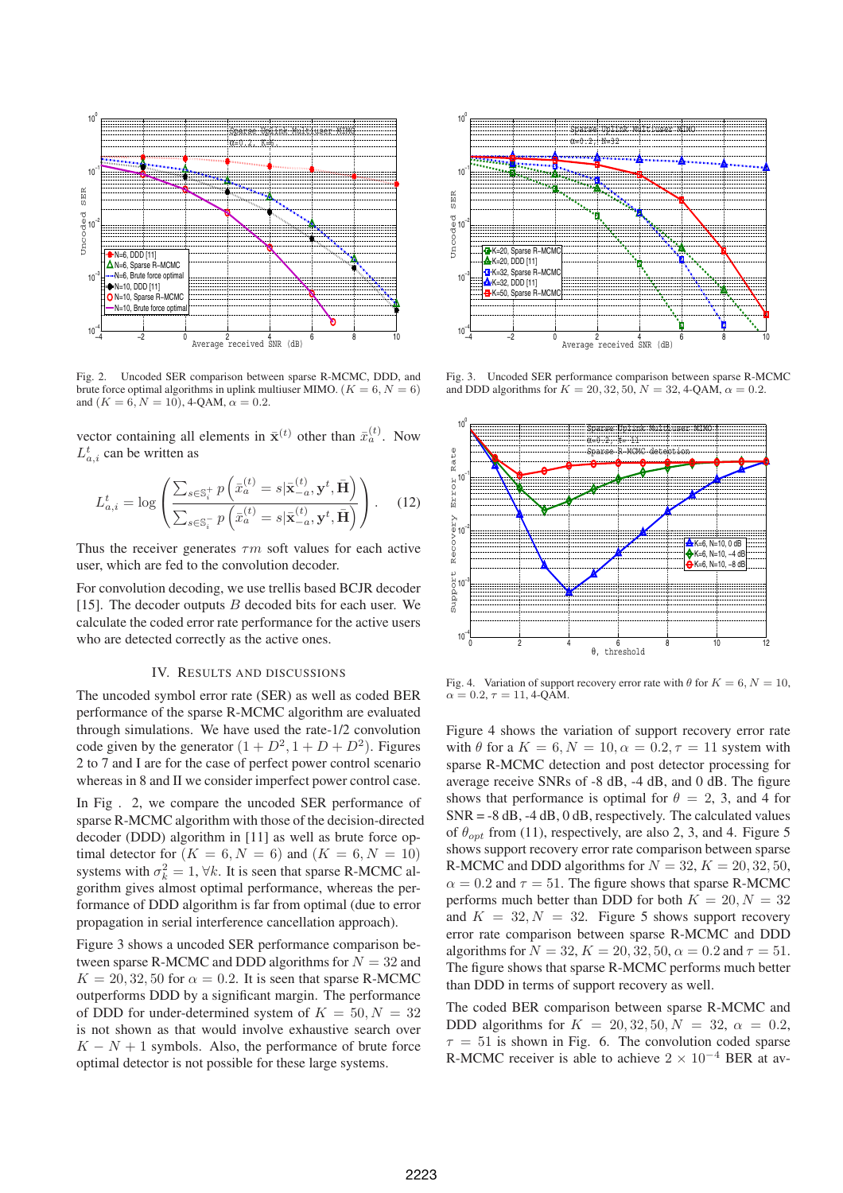Fig. 2. Uncoded SER comparison between sparse R-MCMC, DDD, and brute force optimal algorithms in uplink multiuser MIMO. ($K = 6, N = 6$) and ($K = 6, N = 10$), 4-QAM, $\alpha = 0.2$.

vector containing all elements in $\bar{\mathbf{x}}^{(t)}$ other than $\bar{x}_a^{(t)}$. Now $L_{a,i}^t$ can be written as

$$L_{a,i}^t = \log\left(\frac{\sum_{s\in\mathbb{S}_i^+} p\left(\bar{x}_a^{(t)} = s|\bar{\mathbf{x}}_{-a}^{(t)}, \mathbf{y}^t, \bar{\mathbf{H}}\right)}{\sum_{s\in\mathbb{S}_i^-} p\left(\bar{x}_a^{(t)} = s|\bar{\mathbf{x}}_{-a}^{(t)}, \mathbf{y}^t, \bar{\mathbf{H}}\right)}\right). \quad (12)$$

Thus the receiver generates $\tau m$ soft values for each active user, which are fed to the convolution decoder.

For convolution decoding, we use trellis based BCJR decoder [15]. The decoder outputs $B$ decoded bits for each user. We calculate the coded error rate performance for the active users who are detected correctly as the active ones.

## IV. Results and Discussions

The uncoded symbol error rate (SER) as well as coded BER performance of the sparse R-MCMC algorithm are evaluated through simulations. We have used the rate-1/2 convolution code given by the generator $(1 + D^2, 1 + D + D^2)$. Figures 2 to 7 and I are for the case of perfect power control scenario whereas in 8 and II we consider imperfect power control case.

In Fig . 2, we compare the uncoded SER performance of sparse R-MCMC algorithm with those of the decision-directed decoder (DDD) algorithm in [11] as well as brute force optimal detector for ($K = 6, N = 6$) and ($K = 6, N = 10$) systems with $\sigma_k^2 = 1, \forall k$. It is seen that sparse R-MCMC algorithm gives almost optimal performance, whereas the performance of DDD algorithm is far from optimal (due to error propagation in serial interference cancellation approach).

Figure 3 shows a uncoded SER performance comparison between sparse R-MCMC and DDD algorithms for $N = 32$ and $K = 20, 32, 50$ for $\alpha = 0.2$. It is seen that sparse R-MCMC outperforms DDD by a significant margin. The performance of DDD for under-determined system of $K = 50, N = 32$ is not shown as that would involve exhaustive search over $K - N + 1$ symbols. Also, the performance of brute force optimal detector is not possible for these large systems.

Fig. 3. Uncoded SER performance comparison between sparse R-MCMC and DDD algorithms for $K = 20, 32, 50$, $N = 32$, 4-QAM, $\alpha = 0.2$.

Fig. 4. Variation of support recovery error rate with $\theta$ for $K = 6, N = 10$, $\alpha = 0.2, \tau = 11$, 4-QAM.

Figure 4 shows the variation of support recovery error rate with $\theta$ for a $K = 6, N = 10, \alpha = 0.2, \tau = 11$ system with sparse R-MCMC detection and post detector processing for average receive SNRs of -8 dB, -4 dB, and 0 dB. The figure shows that performance is optimal for $\theta = 2$, 3, and 4 for SNR = -8 dB, -4 dB, 0 dB, respectively. The calculated values of $\theta_{opt}$ from (11), respectively, are also 2, 3, and 4. Figure 5 shows support recovery error rate comparison between sparse R-MCMC and DDD algorithms for $N = 32$, $K = 20, 32, 50$, $\alpha = 0.2$ and $\tau = 51$. The figure shows that sparse R-MCMC performs much better than DDD for both $K = 20, N = 32$ and $K = 32, N = 32$. Figure 5 shows support recovery error rate comparison between sparse R-MCMC and DDD algorithms for $N = 32, K = 20, 32, 50, \alpha = 0.2$ and $\tau = 51$. The figure shows that sparse R-MCMC performs much better than DDD in terms of support recovery as well.

The coded BER comparison between sparse R-MCMC and DDD algorithms for $K = 20, 32, 50, N = 32$, $\alpha = 0.2$, $\tau = 51$ is shown in Fig. 6. The convolution coded sparse R-MCMC receiver is able to achieve $2 \times 10^{-4}$ BER at av-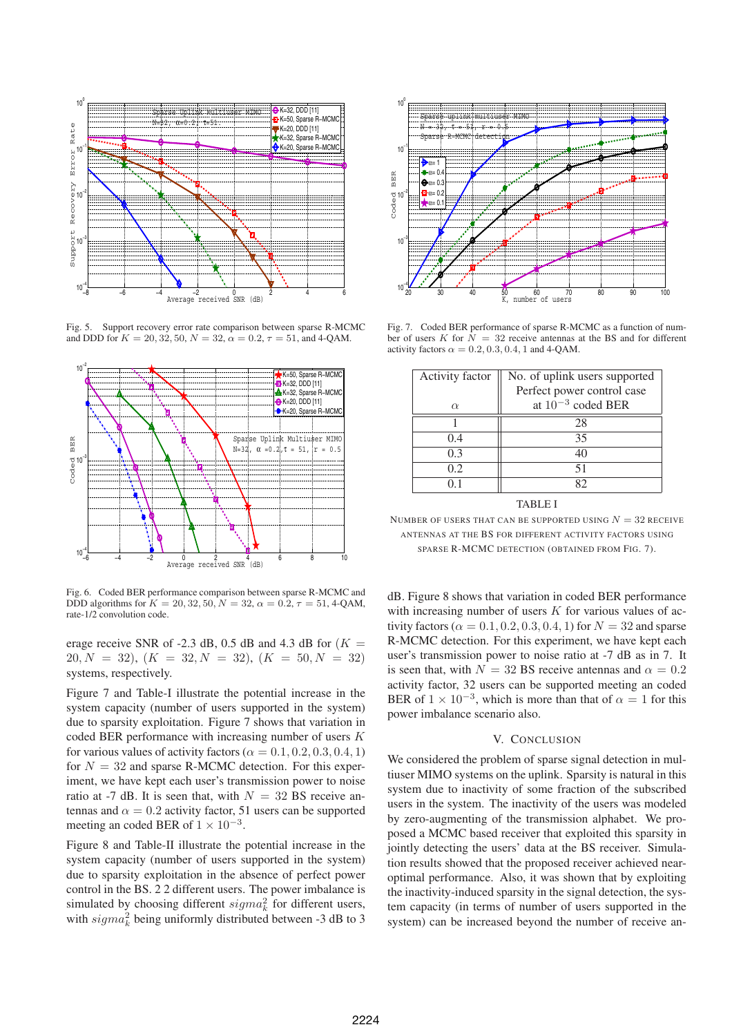Fig. 5. Support recovery error rate comparison between sparse R-MCMC and DDD for $K = 20, 32, 50$, $N = 32$, $\alpha = 0.2$, $\tau = 51$, and 4-QAM.

Fig. 6. Coded BER performance comparison between sparse R-MCMC and DDD algorithms for $K = 20, 32, 50$, $N = 32$, $\alpha = 0.2$, $\tau = 51$, 4-QAM, rate-1/2 convolution code.

erage receive SNR of -2.3 dB, 0.5 dB and 4.3 dB for $(K = 20, N = 32)$, $(K = 32, N = 32)$, $(K = 50, N = 32)$ systems, respectively.

Figure 7 and Table-I illustrate the potential increase in the system capacity (number of users supported in the system) due to sparsity exploitation. Figure 7 shows that variation in coded BER performance with increasing number of users $K$ for various values of activity factors ($\alpha = 0.1, 0.2, 0.3, 0.4, 1$) for $N = 32$ and sparse R-MCMC detection. For this experiment, we have kept each user's transmission power to noise ratio at -7 dB. It is seen that, with $N = 32$ BS receive antennas and $\alpha = 0.2$ activity factor, 51 users can be supported meeting an coded BER of $1 \times 10^{-3}$.

Figure 8 and Table-II illustrate the potential increase in the system capacity (number of users supported in the system) due to sparsity exploitation in the absence of perfect power control in the BS. 2 2 different users. The power imbalance is simulated by choosing different $sigma_k^2$ for different users, with $sigma_k^2$ being uniformly distributed between -3 dB to 3 dB. Figure 8 shows that variation in coded BER performance with increasing number of users $K$ for various values of activity factors ($\alpha = 0.1, 0.2, 0.3, 0.4, 1$) for $N = 32$ and sparse R-MCMC detection. For this experiment, we have kept each user's transmission power to noise ratio at -7 dB as in 7. It is seen that, with $N = 32$ BS receive antennas and $\alpha = 0.2$ activity factor, 32 users can be supported meeting an coded BER of $1 \times 10^{-3}$, which is more than that of $\alpha = 1$ for this power imbalance scenario also.

Fig. 7. Coded BER performance of sparse R-MCMC as a function of number of users $K$ for $N = 32$ receive antennas at the BS and for different activity factors $\alpha = 0.2, 0.3, 0.4, 1$ and 4-QAM.

| Activity factor $\alpha$ | No. of uplink users supported Perfect power control case at $10^{-3}$ coded BER |
|---|---|
| 1 | 28 |
| 0.4 | 35 |
| 0.3 | 40 |
| 0.2 | 51 |
| 0.1 | 82 |

TABLE I

NUMBER OF USERS THAT CAN BE SUPPORTED USING $N = 32$ RECEIVE ANTENNAS AT THE BS FOR DIFFERENT ACTIVITY FACTORS USING SPARSE R-MCMC DETECTION (OBTAINED FROM FIG. 7).

## V. CONCLUSION

We considered the problem of sparse signal detection in multiuser MIMO systems on the uplink. Sparsity is natural in this system due to inactivity of some fraction of the subscribed users in the system. The inactivity of the users was modeled by zero-augmenting of the transmission alphabet. We proposed a MCMC based receiver that exploited this sparsity in jointly detecting the users' data at the BS receiver. Simulation results showed that the proposed receiver achieved near-optimal performance. Also, it was shown that by exploiting the inactivity-induced sparsity in the signal detection, the system capacity (in terms of number of users supported in the system) can be increased beyond the number of receive an-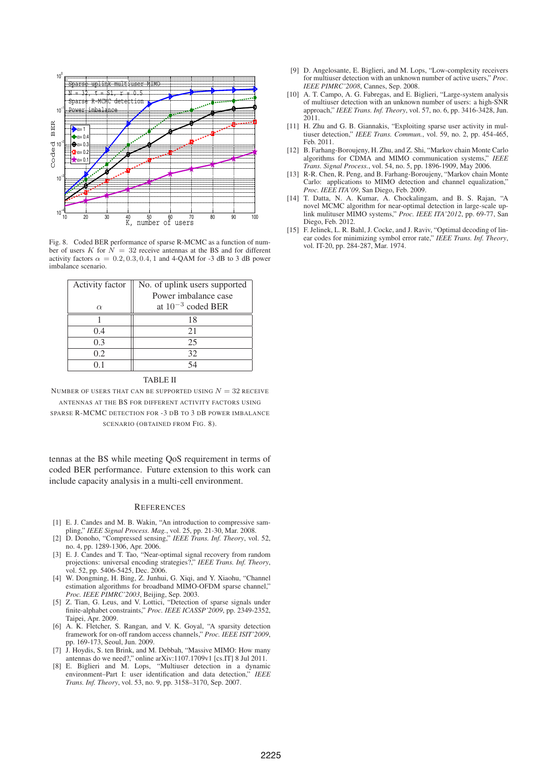Sparse uplink multiuser MIMO
N = 32, t = 51, r = 0.5
Sparse R-MCMC detection
Power imbalance

α= 1
α= 0.4
α= 0.3
α= 0.2
α= 0.1

Coded BER

K, number of users

$10^0$
$10^{-1}$
$10^{-2}$
$10^{-3}$
$10^{-4}$

10 20 30 40 50 60 70 80 90 100

Fig. 8. Coded BER performance of sparse R-MCMC as a function of number of users $K$ for $N = 32$ receive antennas at the BS and for different activity factors $\alpha = 0.2, 0.3, 0.4, 1$ and 4-QAM for -3 dB to 3 dB power imbalance scenario.

| Activity factor $\alpha$ | No. of uplink users supported Power imbalance case at $10^{-3}$ coded BER |
|---|---|
| 1 | 18 |
| 0.4 | 21 |
| 0.3 | 25 |
| 0.2 | 32 |
| 0.1 | 54 |

TABLE II

NUMBER OF USERS THAT CAN BE SUPPORTED USING $N = 32$ RECEIVE ANTENNAS AT THE BS FOR DIFFERENT ACTIVITY FACTORS USING SPARSE R-MCMC DETECTION FOR -3 DB TO 3 DB POWER IMBALANCE SCENARIO (OBTAINED FROM FIG. 8).

tennas at the BS while meeting QoS requirement in terms of coded BER performance. Future extension to this work can include capacity analysis in a multi-cell environment.

## REFERENCES

[1] E. J. Candes and M. B. Wakin, "An introduction to compressive sampling," *IEEE Signal Process. Mag.*, vol. 25, pp. 21-30, Mar. 2008.

[2] D. Donoho, "Compressed sensing," *IEEE Trans. Inf. Theory*, vol. 52, no. 4, pp. 1289-1306, Apr. 2006.

[3] E. J. Candes and T. Tao, "Near-optimal signal recovery from random projections: universal encoding strategies?," *IEEE Trans. Inf. Theory*, vol. 52, pp. 5406-5425, Dec. 2006.

[4] W. Dongming, H. Bing, Z. Junhui, G. Xiqi, and Y. Xiaohu, "Channel estimation algorithms for broadband MIMO-OFDM sparse channel," *Proc. IEEE PIMRC'2003*, Beijing, Sep. 2003.

[5] Z. Tian, G. Leus, and V. Lottici, "Detection of sparse signals under finite-alphabet constraints," *Proc. IEEE ICASSP'2009*, pp. 2349-2352, Taipei, Apr. 2009.

[6] A. K. Fletcher, S. Rangan, and V. K. Goyal, "A sparsity detection framework for on-off random access channels," *Proc. IEEE ISIT'2009*, pp. 169-173, Seoul, Jun. 2009.

[7] J. Hoydis, S. ten Brink, and M. Debbah, "Massive MIMO: How many antennas do we need?," online arXiv:1107.1709v1 [cs.IT] 8 Jul 2011.

[8] E. Biglieri and M. Lops, "Multiuser detection in a dynamic environment–Part I: user identification and data detection," *IEEE Trans. Inf. Theory*, vol. 53, no. 9, pp. 3158–3170, Sep. 2007.

[9] D. Angelosante, E. Biglieri, and M. Lops, "Low-complexity receivers for multiuser detection with an unknown number of active users," *Proc. IEEE PIMRC'2008*, Cannes, Sep. 2008.

[10] A. T. Campo, A. G. Fabregas, and E. Biglieri, "Large-system analysis of multiuser detection with an unknown number of users: a high-SNR approach," *IEEE Trans. Inf. Theory*, vol. 57, no. 6, pp. 3416-3428, Jun. 2011.

[11] H. Zhu and G. B. Giannakis, "Exploiting sparse user activity in multiuser detection," *IEEE Trans. Commun.*, vol. 59, no. 2, pp. 454-465, Feb. 2011.

[12] B. Farhang-Boroujeny, H. Zhu, and Z. Shi, "Markov chain Monte Carlo algorithms for CDMA and MIMO communication systems," *IEEE Trans. Signal Process.*, vol. 54, no. 5, pp. 1896-1909, May 2006.

[13] R-R. Chen, R. Peng, and B. Farhang-Boroujeny, "Markov chain Monte Carlo: applications to MIMO detection and channel equalization," *Proc. IEEE ITA'09*, San Diego, Feb. 2009.

[14] T. Datta, N. A. Kumar, A. Chockalingam, and B. S. Rajan, "A novel MCMC algorithm for near-optimal detection in large-scale uplink mulituser MIMO systems," *Proc. IEEE ITA'2012*, pp. 69-77, San Diego, Feb. 2012.

[15] F. Jelinek, L. R. Bahl, J. Cocke, and J. Raviv, "Optimal decoding of linear codes for minimizing symbol error rate," *IEEE Trans. Inf. Theory*, vol. IT-20, pp. 284-287, Mar. 1974.